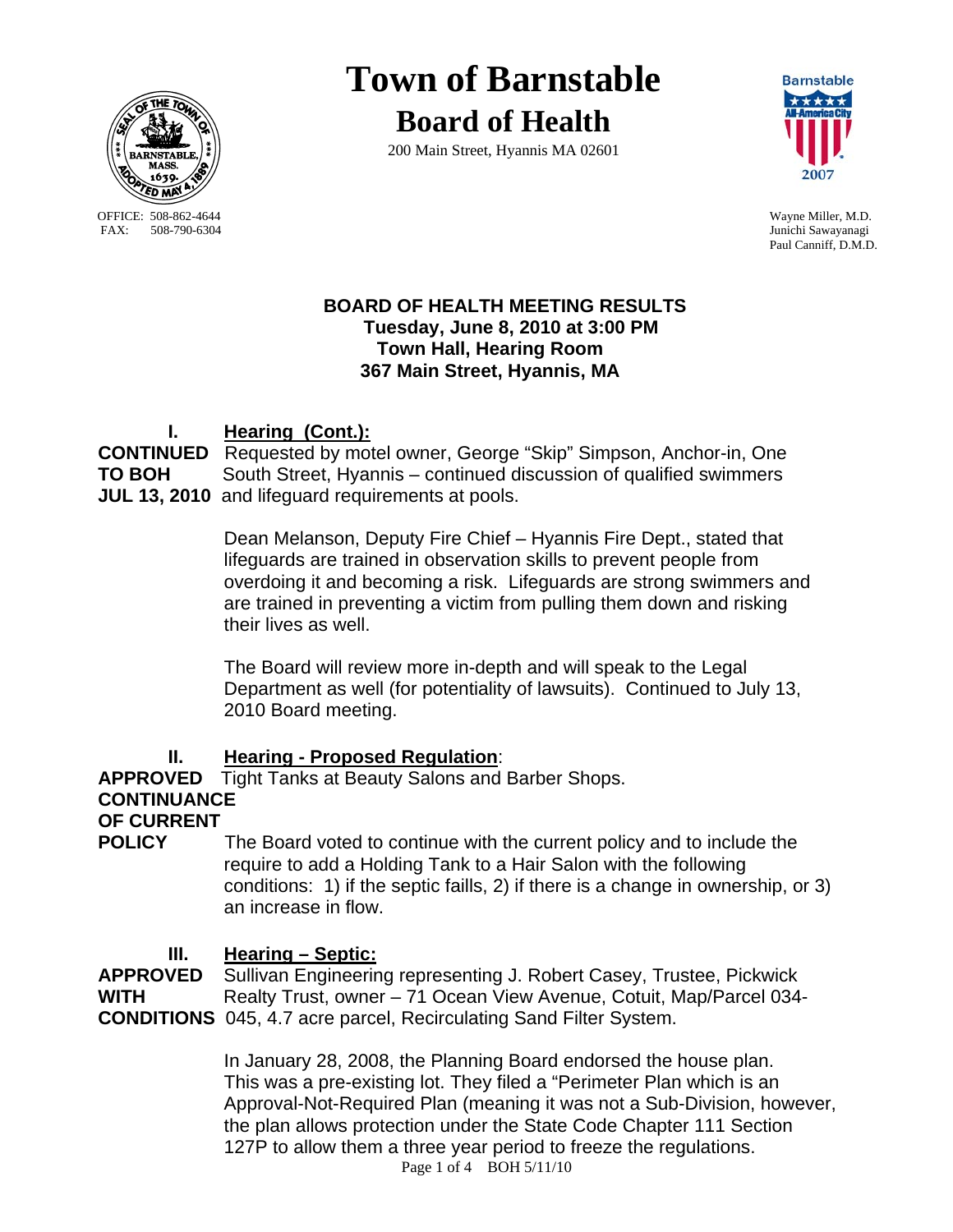# Town of Barnstable

## Board of Health

200 Main Street, Hyannis MA 02601

OFFICE: 508-862-4644
FAX: 508-790-6304

Wayne Miller, M.D.
Junichi Sawayanagi
Paul Canniff, D.M.D.

**BOARD OF HEALTH MEETING RESULTS**
**Tuesday, June 8, 2010 at 3:00 PM**
**Town Hall, Hearing Room**
**367 Main Street, Hyannis, MA**

### I. Hearing (Cont.):

**CONTINUED TO BOH JUL 13, 2010**

Requested by motel owner, George "Skip" Simpson, Anchor-in, One South Street, Hyannis – continued discussion of qualified swimmers and lifeguard requirements at pools.

Dean Melanson, Deputy Fire Chief – Hyannis Fire Dept., stated that lifeguards are trained in observation skills to prevent people from overdoing it and becoming a risk. Lifeguards are strong swimmers and are trained in preventing a victim from pulling them down and risking their lives as well.

The Board will review more in-depth and will speak to the Legal Department as well (for potentiality of lawsuits). Continued to July 13, 2010 Board meeting.

### II. Hearing - Proposed Regulation:

**APPROVED CONTINUANCE OF CURRENT POLICY**

Tight Tanks at Beauty Salons and Barber Shops.

The Board voted to continue with the current policy and to include the require to add a Holding Tank to a Hair Salon with the following conditions: 1) if the septic faills, 2) if there is a change in ownership, or 3) an increase in flow.

### III. Hearing – Septic:

**APPROVED WITH CONDITIONS**

Sullivan Engineering representing J. Robert Casey, Trustee, Pickwick Realty Trust, owner – 71 Ocean View Avenue, Cotuit, Map/Parcel 034-045, 4.7 acre parcel, Recirculating Sand Filter System.

In January 28, 2008, the Planning Board endorsed the house plan. This was a pre-existing lot. They filed a "Perimeter Plan which is an Approval-Not-Required Plan (meaning it was not a Sub-Division, however, the plan allows protection under the State Code Chapter 111 Section 127P to allow them a three year period to freeze the regulations.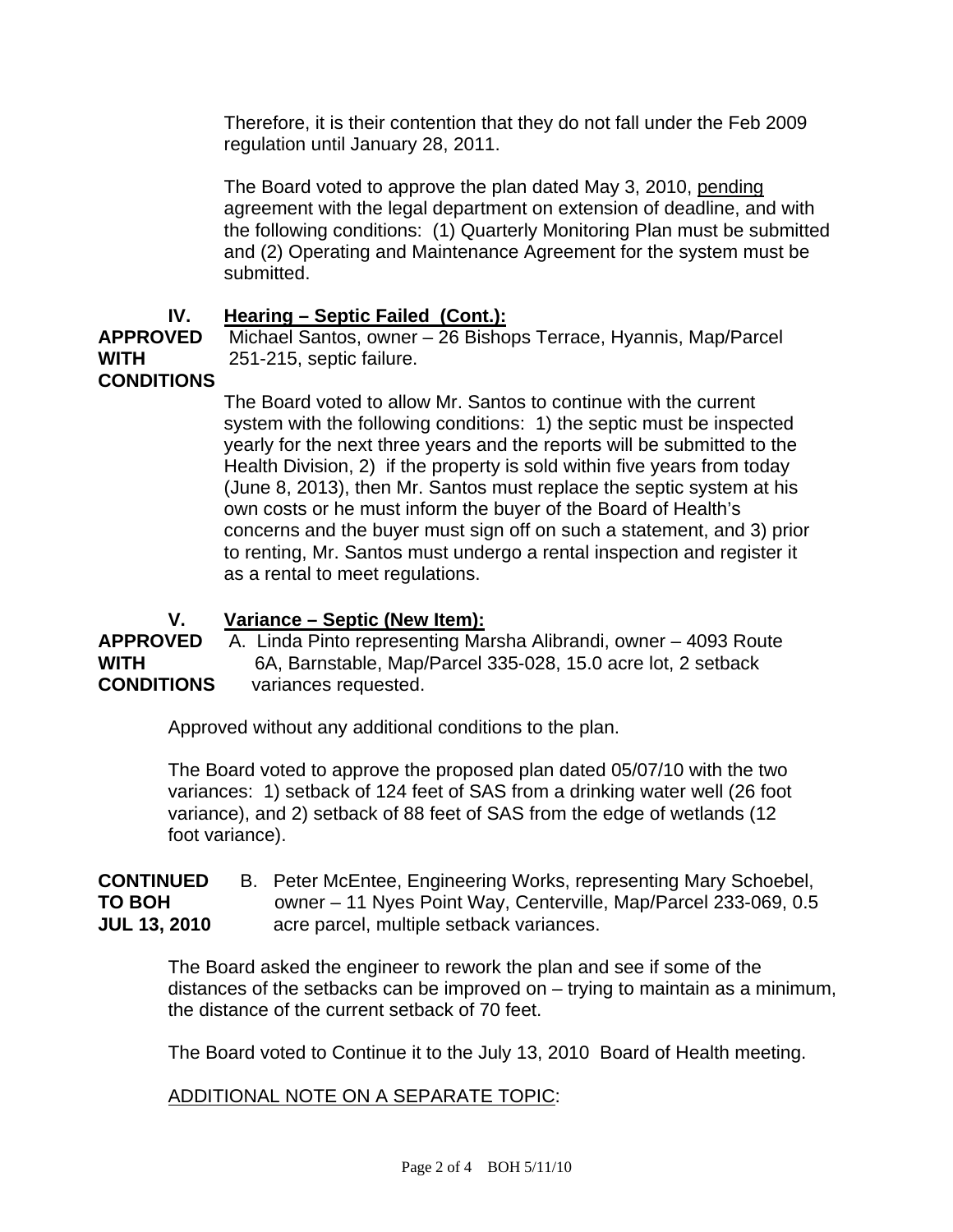Therefore, it is their contention that they do not fall under the Feb 2009 regulation until January 28, 2011.

The Board voted to approve the plan dated May 3, 2010, <u>pending</u> agreement with the legal department on extension of deadline, and with the following conditions: (1) Quarterly Monitoring Plan must be submitted and (2) Operating and Maintenance Agreement for the system must be submitted.

## IV. <u>Hearing – Septic Failed (Cont.):</u>

**APPROVED WITH CONDITIONS**

Michael Santos, owner – 26 Bishops Terrace, Hyannis, Map/Parcel 251-215, septic failure.

The Board voted to allow Mr. Santos to continue with the current system with the following conditions: 1) the septic must be inspected yearly for the next three years and the reports will be submitted to the Health Division, 2) if the property is sold within five years from today (June 8, 2013), then Mr. Santos must replace the septic system at his own costs or he must inform the buyer of the Board of Health's concerns and the buyer must sign off on such a statement, and 3) prior to renting, Mr. Santos must undergo a rental inspection and register it as a rental to meet regulations.

## V. <u>Variance – Septic (New Item):</u>

**APPROVED WITH CONDITIONS**

A. Linda Pinto representing Marsha Alibrandi, owner – 4093 Route 6A, Barnstable, Map/Parcel 335-028, 15.0 acre lot, 2 setback variances requested.

Approved without any additional conditions to the plan.

The Board voted to approve the proposed plan dated 05/07/10 with the two variances: 1) setback of 124 feet of SAS from a drinking water well (26 foot variance), and 2) setback of 88 feet of SAS from the edge of wetlands (12 foot variance).

**CONTINUED TO BOH JUL 13, 2010**

B. Peter McEntee, Engineering Works, representing Mary Schoebel, owner – 11 Nyes Point Way, Centerville, Map/Parcel 233-069, 0.5 acre parcel, multiple setback variances.

The Board asked the engineer to rework the plan and see if some of the distances of the setbacks can be improved on – trying to maintain as a minimum, the distance of the current setback of 70 feet.

The Board voted to Continue it to the July 13, 2010 Board of Health meeting.

<u>ADDITIONAL NOTE ON A SEPARATE TOPIC</u>: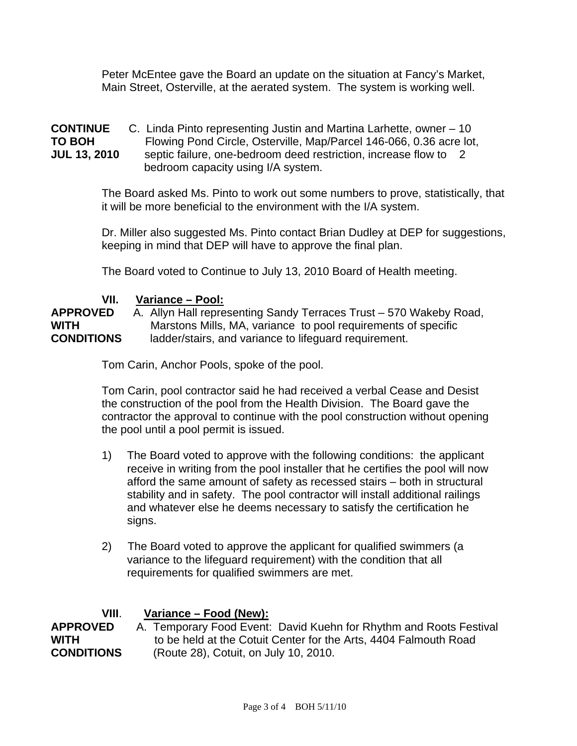Peter McEntee gave the Board an update on the situation at Fancy's Market, Main Street, Osterville, at the aerated system. The system is working well.

**CONTINUE TO BOH JUL 13, 2010**

C. Linda Pinto representing Justin and Martina Larhette, owner – 10 Flowing Pond Circle, Osterville, Map/Parcel 146-066, 0.36 acre lot, septic failure, one-bedroom deed restriction, increase flow to 2 bedroom capacity using I/A system.

The Board asked Ms. Pinto to work out some numbers to prove, statistically, that it will be more beneficial to the environment with the I/A system.

Dr. Miller also suggested Ms. Pinto contact Brian Dudley at DEP for suggestions, keeping in mind that DEP will have to approve the final plan.

The Board voted to Continue to July 13, 2010 Board of Health meeting.

## VII. Variance – Pool:

**APPROVED WITH CONDITIONS**

A. Allyn Hall representing Sandy Terraces Trust – 570 Wakeby Road, Marstons Mills, MA, variance to pool requirements of specific ladder/stairs, and variance to lifeguard requirement.

Tom Carin, Anchor Pools, spoke of the pool.

Tom Carin, pool contractor said he had received a verbal Cease and Desist the construction of the pool from the Health Division. The Board gave the contractor the approval to continue with the pool construction without opening the pool until a pool permit is issued.

1) The Board voted to approve with the following conditions: the applicant receive in writing from the pool installer that he certifies the pool will now afford the same amount of safety as recessed stairs – both in structural stability and in safety. The pool contractor will install additional railings and whatever else he deems necessary to satisfy the certification he signs.

2) The Board voted to approve the applicant for qualified swimmers (a variance to the lifeguard requirement) with the condition that all requirements for qualified swimmers are met.

## VIII. Variance – Food (New):

**APPROVED WITH CONDITIONS**

A. Temporary Food Event: David Kuehn for Rhythm and Roots Festival to be held at the Cotuit Center for the Arts, 4404 Falmouth Road (Route 28), Cotuit, on July 10, 2010.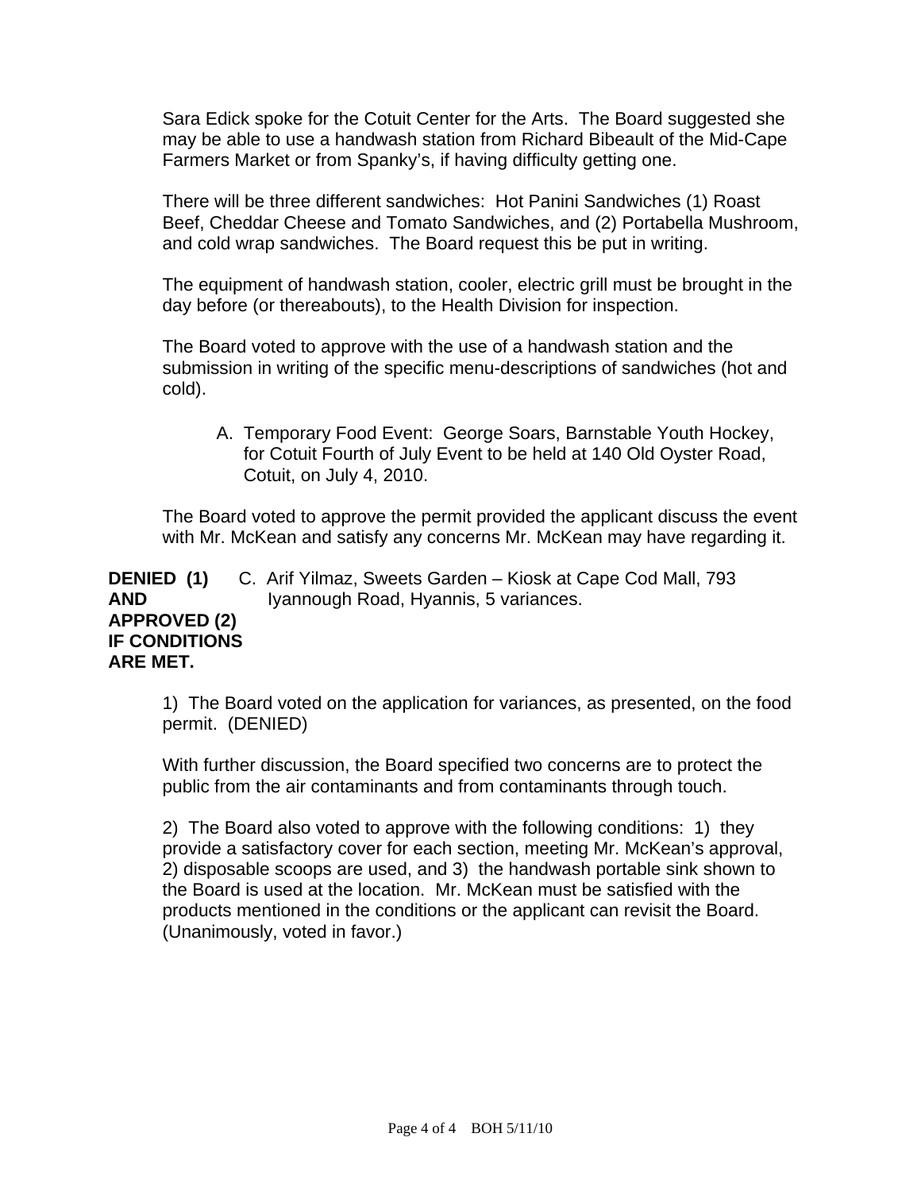Sara Edick spoke for the Cotuit Center for the Arts. The Board suggested she may be able to use a handwash station from Richard Bibeault of the Mid-Cape Farmers Market or from Spanky's, if having difficulty getting one.

There will be three different sandwiches: Hot Panini Sandwiches (1) Roast Beef, Cheddar Cheese and Tomato Sandwiches, and (2) Portabella Mushroom, and cold wrap sandwiches. The Board request this be put in writing.

The equipment of handwash station, cooler, electric grill must be brought in the day before (or thereabouts), to the Health Division for inspection.

The Board voted to approve with the use of a handwash station and the submission in writing of the specific menu-descriptions of sandwiches (hot and cold).

A. Temporary Food Event: George Soars, Barnstable Youth Hockey, for Cotuit Fourth of July Event to be held at 140 Old Oyster Road, Cotuit, on July 4, 2010.

The Board voted to approve the permit provided the applicant discuss the event with Mr. McKean and satisfy any concerns Mr. McKean may have regarding it.

**DENIED (1) AND APPROVED (2) IF CONDITIONS ARE MET.**

C. Arif Yilmaz, Sweets Garden – Kiosk at Cape Cod Mall, 793 Iyannough Road, Hyannis, 5 variances.

1) The Board voted on the application for variances, as presented, on the food permit. (DENIED)

With further discussion, the Board specified two concerns are to protect the public from the air contaminants and from contaminants through touch.

2) The Board also voted to approve with the following conditions: 1) they provide a satisfactory cover for each section, meeting Mr. McKean's approval, 2) disposable scoops are used, and 3) the handwash portable sink shown to the Board is used at the location. Mr. McKean must be satisfied with the products mentioned in the conditions or the applicant can revisit the Board. (Unanimously, voted in favor.)